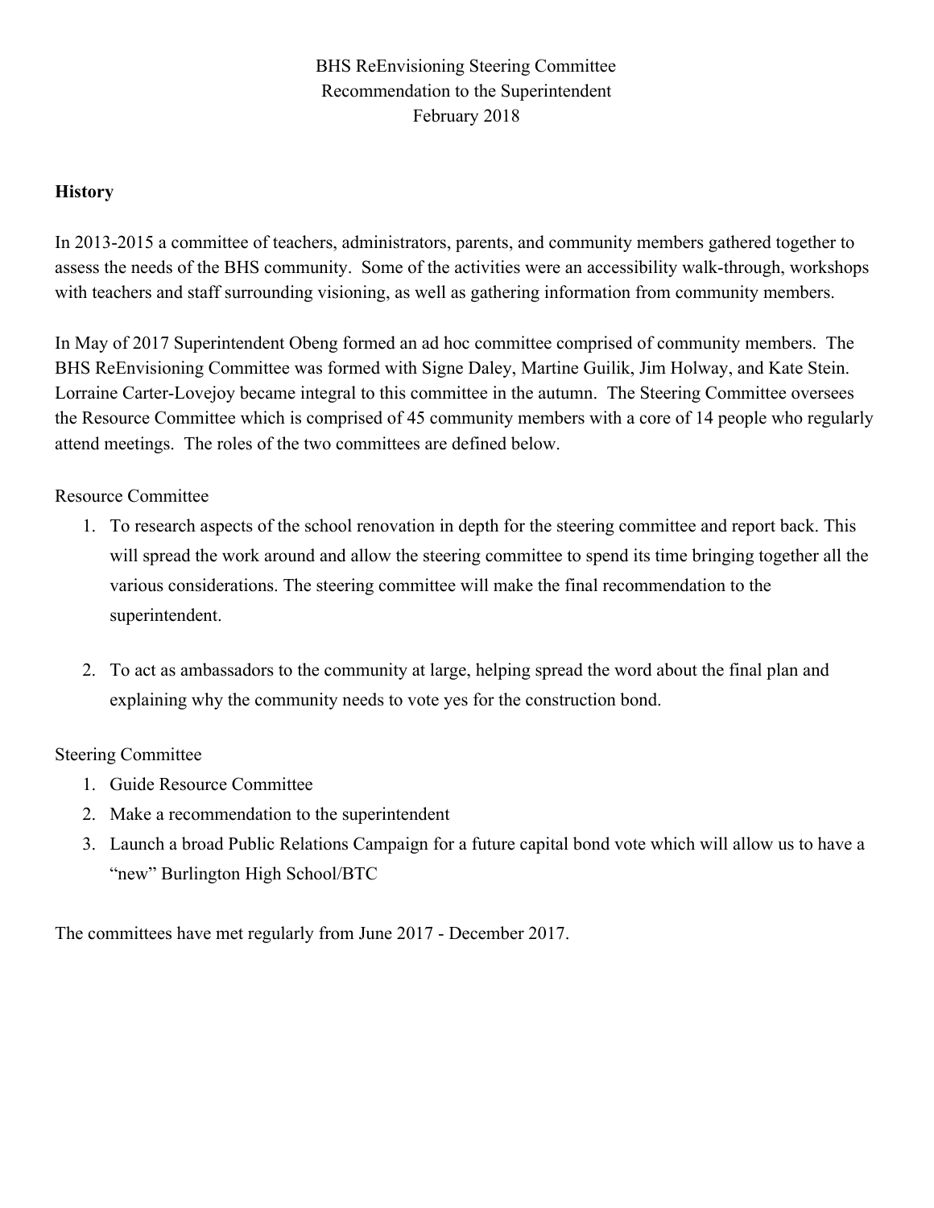# BHS ReEnvisioning Steering Committee
## Recommendation to the Superintendent
### February 2018

**History**

In 2013-2015 a committee of teachers, administrators, parents, and community members gathered together to assess the needs of the BHS community. Some of the activities were an accessibility walk-through, workshops with teachers and staff surrounding visioning, as well as gathering information from community members.

In May of 2017 Superintendent Obeng formed an ad hoc committee comprised of community members. The BHS ReEnvisioning Committee was formed with Signe Daley, Martine Guilik, Jim Holway, and Kate Stein. Lorraine Carter-Lovejoy became integral to this committee in the autumn. The Steering Committee oversees the Resource Committee which is comprised of 45 community members with a core of 14 people who regularly attend meetings. The roles of the two committees are defined below.

Resource Committee

1. To research aspects of the school renovation in depth for the steering committee and report back. This will spread the work around and allow the steering committee to spend its time bringing together all the various considerations. The steering committee will make the final recommendation to the superintendent.

2. To act as ambassadors to the community at large, helping spread the word about the final plan and explaining why the community needs to vote yes for the construction bond.

Steering Committee

1. Guide Resource Committee
2. Make a recommendation to the superintendent
3. Launch a broad Public Relations Campaign for a future capital bond vote which will allow us to have a "new" Burlington High School/BTC

The committees have met regularly from June 2017 - December 2017.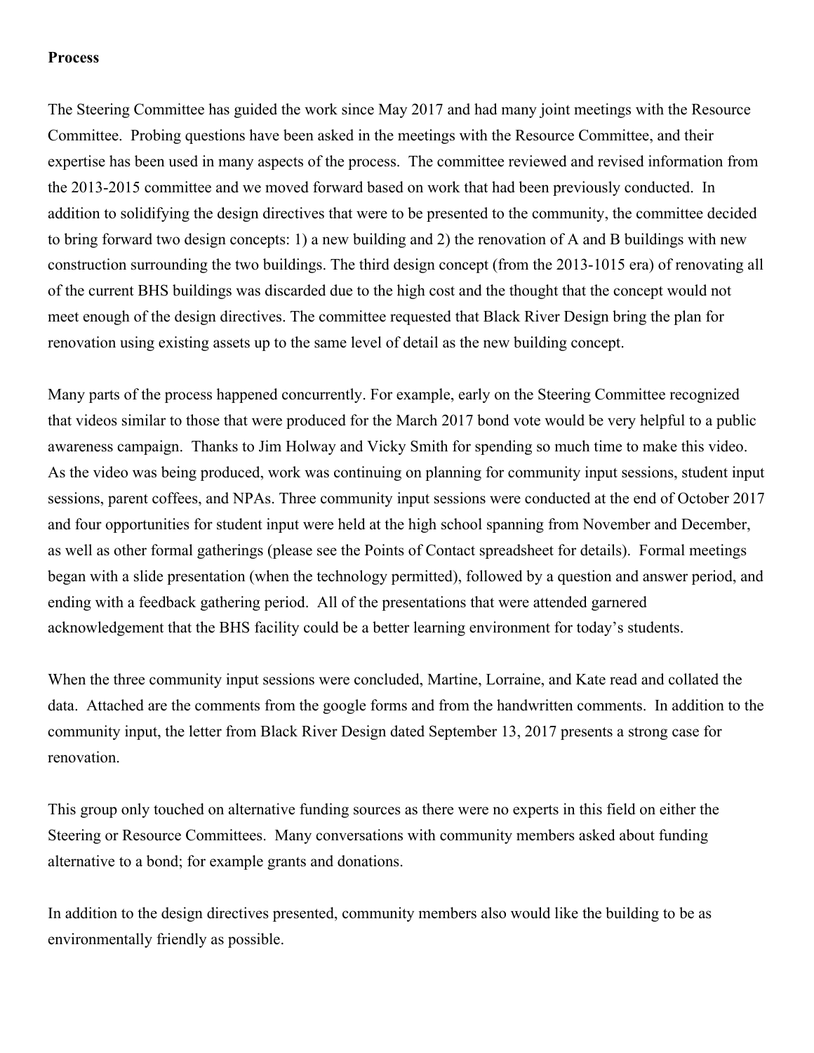**Process**

The Steering Committee has guided the work since May 2017 and had many joint meetings with the Resource Committee. Probing questions have been asked in the meetings with the Resource Committee, and their expertise has been used in many aspects of the process. The committee reviewed and revised information from the 2013-2015 committee and we moved forward based on work that had been previously conducted. In addition to solidifying the design directives that were to be presented to the community, the committee decided to bring forward two design concepts: 1) a new building and 2) the renovation of A and B buildings with new construction surrounding the two buildings. The third design concept (from the 2013-1015 era) of renovating all of the current BHS buildings was discarded due to the high cost and the thought that the concept would not meet enough of the design directives. The committee requested that Black River Design bring the plan for renovation using existing assets up to the same level of detail as the new building concept.

Many parts of the process happened concurrently. For example, early on the Steering Committee recognized that videos similar to those that were produced for the March 2017 bond vote would be very helpful to a public awareness campaign. Thanks to Jim Holway and Vicky Smith for spending so much time to make this video. As the video was being produced, work was continuing on planning for community input sessions, student input sessions, parent coffees, and NPAs. Three community input sessions were conducted at the end of October 2017 and four opportunities for student input were held at the high school spanning from November and December, as well as other formal gatherings (please see the Points of Contact spreadsheet for details). Formal meetings began with a slide presentation (when the technology permitted), followed by a question and answer period, and ending with a feedback gathering period. All of the presentations that were attended garnered acknowledgement that the BHS facility could be a better learning environment for today's students.

When the three community input sessions were concluded, Martine, Lorraine, and Kate read and collated the data. Attached are the comments from the google forms and from the handwritten comments. In addition to the community input, the letter from Black River Design dated September 13, 2017 presents a strong case for renovation.

This group only touched on alternative funding sources as there were no experts in this field on either the Steering or Resource Committees. Many conversations with community members asked about funding alternative to a bond; for example grants and donations.

In addition to the design directives presented, community members also would like the building to be as environmentally friendly as possible.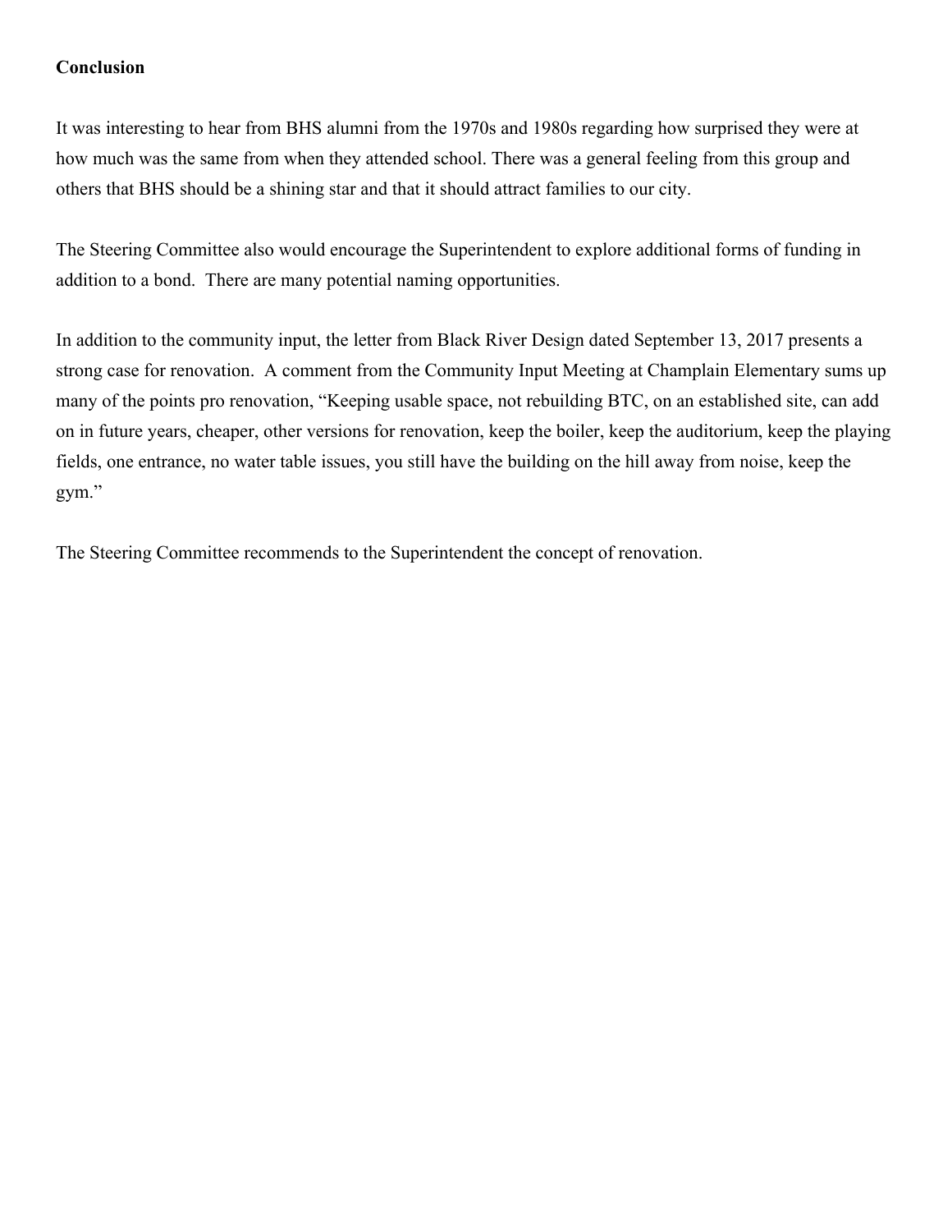**Conclusion**

It was interesting to hear from BHS alumni from the 1970s and 1980s regarding how surprised they were at how much was the same from when they attended school. There was a general feeling from this group and others that BHS should be a shining star and that it should attract families to our city.

The Steering Committee also would encourage the Superintendent to explore additional forms of funding in addition to a bond. There are many potential naming opportunities.

In addition to the community input, the letter from Black River Design dated September 13, 2017 presents a strong case for renovation. A comment from the Community Input Meeting at Champlain Elementary sums up many of the points pro renovation, "Keeping usable space, not rebuilding BTC, on an established site, can add on in future years, cheaper, other versions for renovation, keep the boiler, keep the auditorium, keep the playing fields, one entrance, no water table issues, you still have the building on the hill away from noise, keep the gym."

The Steering Committee recommends to the Superintendent the concept of renovation.